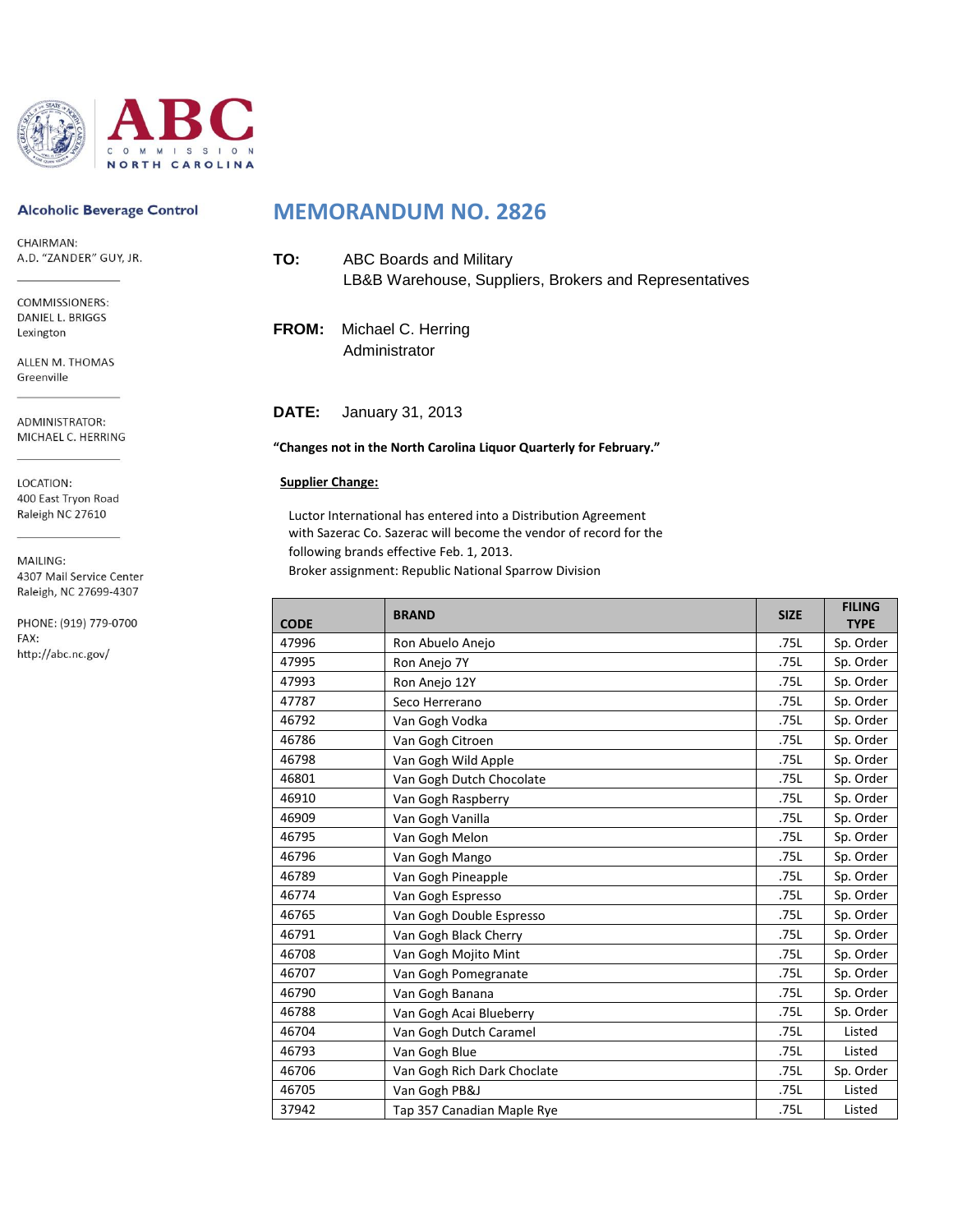ABC
COMMISSION
NORTH CAROLINA

**Alcoholic Beverage Control**

CHAIRMAN:
A.D. "ZANDER" GUY, JR.

COMMISSIONERS:
DANIEL L. BRIGGS
Lexington

ALLEN M. THOMAS
Greenville

ADMINISTRATOR:
MICHAEL C. HERRING

LOCATION:
400 East Tryon Road
Raleigh NC 27610

MAILING:
4307 Mail Service Center
Raleigh, NC 27699-4307

PHONE: (919) 779-0700
FAX:
http://abc.nc.gov/

# MEMORANDUM NO. 2826

**TO:** ABC Boards and Military
LB&B Warehouse, Suppliers, Brokers and Representatives

**FROM:** Michael C. Herring
Administrator

**DATE:** January 31, 2013

**"Changes not in the North Carolina Liquor Quarterly for February."**

**Supplier Change:**

Luctor International has entered into a Distribution Agreement with Sazerac Co. Sazerac will become the vendor of record for the following brands effective Feb. 1, 2013.
Broker assignment: Republic National Sparrow Division

| CODE | BRAND | SIZE | FILING TYPE |
|---|---|---|---|
| 47996 | Ron Abuelo Anejo | .75L | Sp. Order |
| 47995 | Ron Anejo 7Y | .75L | Sp. Order |
| 47993 | Ron Anejo 12Y | .75L | Sp. Order |
| 47787 | Seco Herrerano | .75L | Sp. Order |
| 46792 | Van Gogh Vodka | .75L | Sp. Order |
| 46786 | Van Gogh Citroen | .75L | Sp. Order |
| 46798 | Van Gogh Wild Apple | .75L | Sp. Order |
| 46801 | Van Gogh Dutch Chocolate | .75L | Sp. Order |
| 46910 | Van Gogh Raspberry | .75L | Sp. Order |
| 46909 | Van Gogh Vanilla | .75L | Sp. Order |
| 46795 | Van Gogh Melon | .75L | Sp. Order |
| 46796 | Van Gogh Mango | .75L | Sp. Order |
| 46789 | Van Gogh Pineapple | .75L | Sp. Order |
| 46774 | Van Gogh Espresso | .75L | Sp. Order |
| 46765 | Van Gogh Double Espresso | .75L | Sp. Order |
| 46791 | Van Gogh Black Cherry | .75L | Sp. Order |
| 46708 | Van Gogh Mojito Mint | .75L | Sp. Order |
| 46707 | Van Gogh Pomegranate | .75L | Sp. Order |
| 46790 | Van Gogh Banana | .75L | Sp. Order |
| 46788 | Van Gogh Acai Blueberry | .75L | Sp. Order |
| 46704 | Van Gogh Dutch Caramel | .75L | Listed |
| 46793 | Van Gogh Blue | .75L | Listed |
| 46706 | Van Gogh Rich Dark Choclate | .75L | Sp. Order |
| 46705 | Van Gogh PB&J | .75L | Listed |
| 37942 | Tap 357 Canadian Maple Rye | .75L | Listed |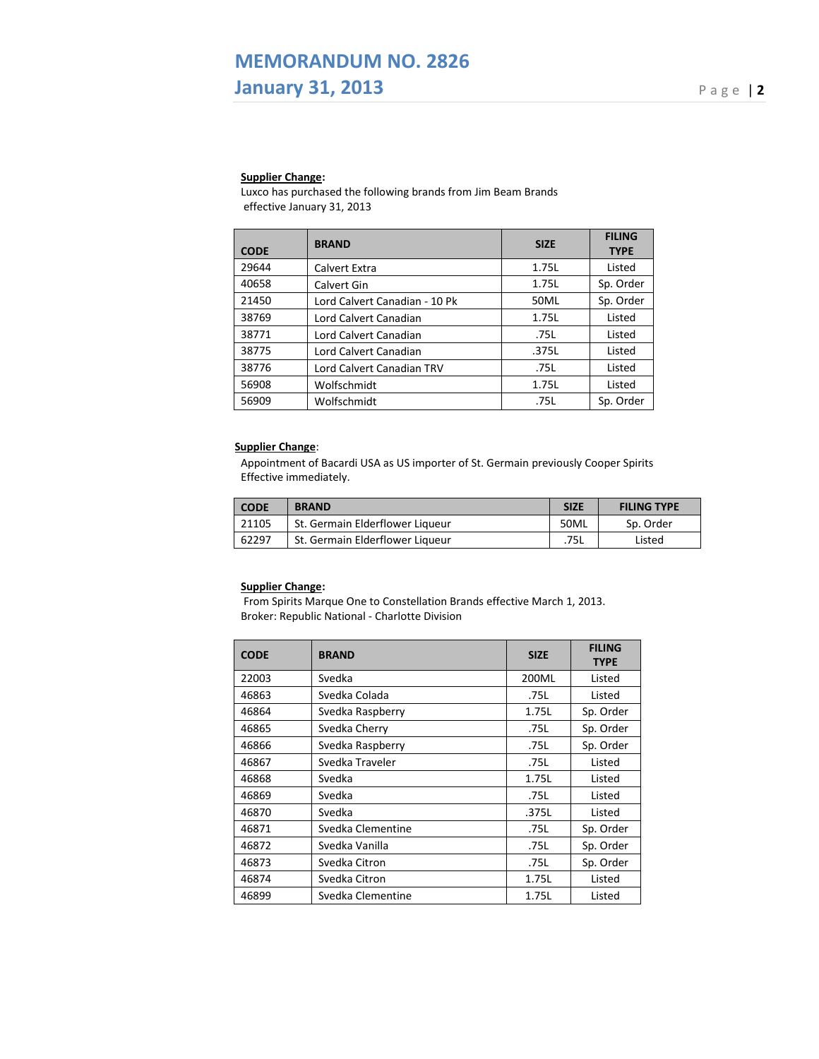**Supplier Change:**

Luxco has purchased the following brands from Jim Beam Brands effective January 31, 2013

| CODE | BRAND | SIZE | FILING TYPE |
|---|---|---|---|
| 29644 | Calvert Extra | 1.75L | Listed |
| 40658 | Calvert Gin | 1.75L | Sp. Order |
| 21450 | Lord Calvert Canadian - 10 Pk | 50ML | Sp. Order |
| 38769 | Lord Calvert Canadian | 1.75L | Listed |
| 38771 | Lord Calvert Canadian | .75L | Listed |
| 38775 | Lord Calvert Canadian | .375L | Listed |
| 38776 | Lord Calvert Canadian TRV | .75L | Listed |
| 56908 | Wolfschmidt | 1.75L | Listed |
| 56909 | Wolfschmidt | .75L | Sp. Order |

**Supplier Change**:

Appointment of Bacardi USA as US importer of St. Germain previously Cooper Spirits Effective immediately.

| CODE | BRAND | SIZE | FILING TYPE |
|---|---|---|---|
| 21105 | St. Germain Elderflower Liqueur | 50ML | Sp. Order |
| 62297 | St. Germain Elderflower Liqueur | .75L | Listed |

**Supplier Change:**

From Spirits Marque One to Constellation Brands effective March 1, 2013.
Broker: Republic National - Charlotte Division

| CODE | BRAND | SIZE | FILING TYPE |
|---|---|---|---|
| 22003 | Svedka | 200ML | Listed |
| 46863 | Svedka Colada | .75L | Listed |
| 46864 | Svedka Raspberry | 1.75L | Sp. Order |
| 46865 | Svedka Cherry | .75L | Sp. Order |
| 46866 | Svedka Raspberry | .75L | Sp. Order |
| 46867 | Svedka Traveler | .75L | Listed |
| 46868 | Svedka | 1.75L | Listed |
| 46869 | Svedka | .75L | Listed |
| 46870 | Svedka | .375L | Listed |
| 46871 | Svedka Clementine | .75L | Sp. Order |
| 46872 | Svedka Vanilla | .75L | Sp. Order |
| 46873 | Svedka Citron | .75L | Sp. Order |
| 46874 | Svedka Citron | 1.75L | Listed |
| 46899 | Svedka Clementine | 1.75L | Listed |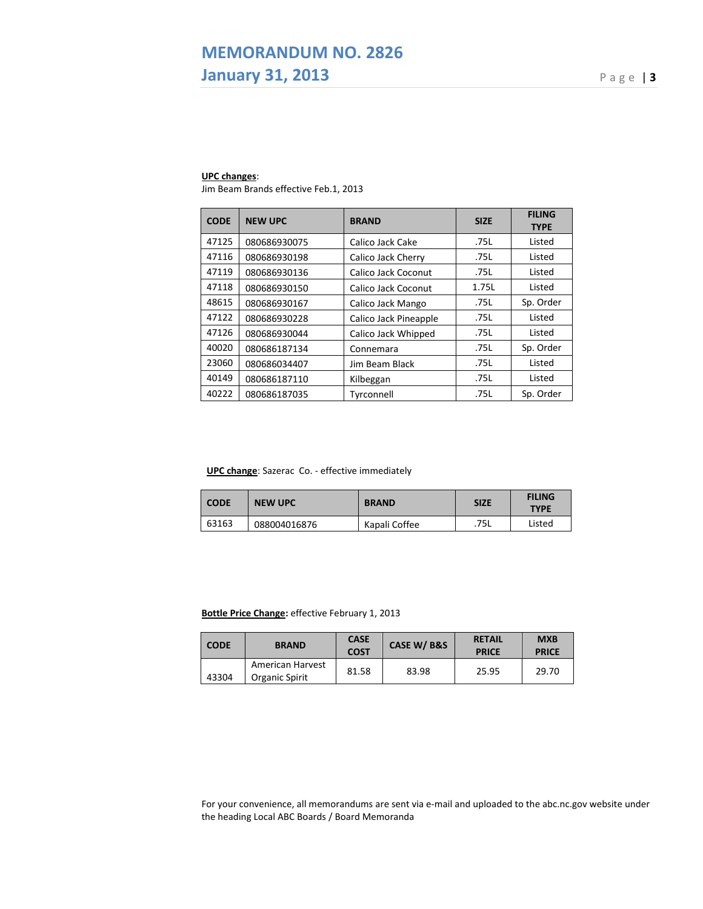**UPC changes**:
Jim Beam Brands effective Feb.1, 2013

| CODE | NEW UPC | BRAND | SIZE | FILING TYPE |
|---|---|---|---|---|
| 47125 | 080686930075 | Calico Jack Cake | .75L | Listed |
| 47116 | 080686930198 | Calico Jack Cherry | .75L | Listed |
| 47119 | 080686930136 | Calico Jack Coconut | .75L | Listed |
| 47118 | 080686930150 | Calico Jack Coconut | 1.75L | Listed |
| 48615 | 080686930167 | Calico Jack Mango | .75L | Sp. Order |
| 47122 | 080686930228 | Calico Jack Pineapple | .75L | Listed |
| 47126 | 080686930044 | Calico Jack Whipped | .75L | Listed |
| 40020 | 080686187134 | Connemara | .75L | Sp. Order |
| 23060 | 080686034407 | Jim Beam Black | .75L | Listed |
| 40149 | 080686187110 | Kilbeggan | .75L | Listed |
| 40222 | 080686187035 | Tyrconnell | .75L | Sp. Order |

**UPC change**: Sazerac Co. - effective immediately

| CODE | NEW UPC | BRAND | SIZE | FILING TYPE |
|---|---|---|---|---|
| 63163 | 088004016876 | Kapali Coffee | .75L | Listed |

**Bottle Price Change:** effective February 1, 2013

| CODE | BRAND | CASE COST | CASE W/ B&S | RETAIL PRICE | MXB PRICE |
|---|---|---|---|---|---|
| 43304 | American Harvest Organic Spirit | 81.58 | 83.98 | 25.95 | 29.70 |

For your convenience, all memorandums are sent via e-mail and uploaded to the abc.nc.gov website under the heading Local ABC Boards / Board Memoranda